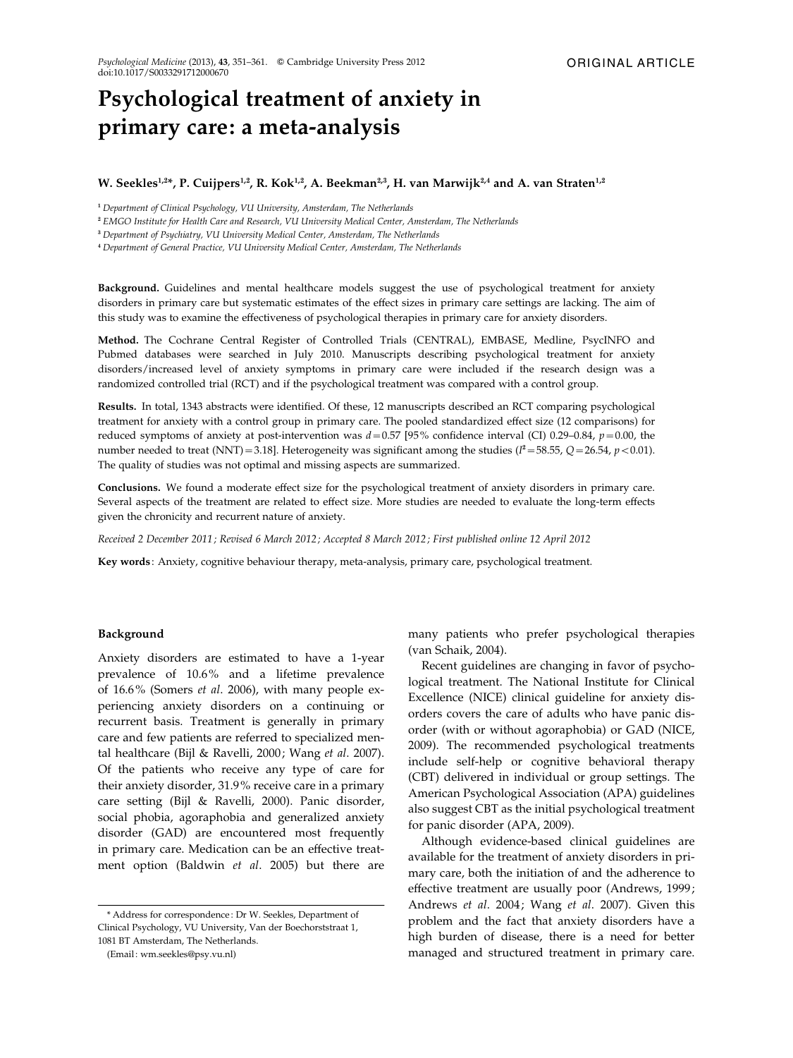ORIGINAL ARTICLE

# Psychological treatment of anxiety in primary care: a meta-analysis

**W. Seekles[1,2]*, P. Cuijpers[1,2], R. Kok[1,2], A. Beekman[2,3], H. van Marwijk[2,4] and A. van Straten[1,2]**

[1] *Department of Clinical Psychology, VU University, Amsterdam, The Netherlands*

[2] *EMGO Institute for Health Care and Research, VU University Medical Center, Amsterdam, The Netherlands*

[3] *Department of Psychiatry, VU University Medical Center, Amsterdam, The Netherlands*

[4] *Department of General Practice, VU University Medical Center, Amsterdam, The Netherlands*

**Background.** Guidelines and mental healthcare models suggest the use of psychological treatment for anxiety disorders in primary care but systematic estimates of the effect sizes in primary care settings are lacking. The aim of this study was to examine the effectiveness of psychological therapies in primary care for anxiety disorders.

**Method.** The Cochrane Central Register of Controlled Trials (CENTRAL), EMBASE, Medline, PsycINFO and Pubmed databases were searched in July 2010. Manuscripts describing psychological treatment for anxiety disorders/increased level of anxiety symptoms in primary care were included if the research design was a randomized controlled trial (RCT) and if the psychological treatment was compared with a control group.

**Results.** In total, 1343 abstracts were identified. Of these, 12 manuscripts described an RCT comparing psychological treatment for anxiety with a control group in primary care. The pooled standardized effect size (12 comparisons) for reduced symptoms of anxiety at post-intervention was $d = 0.57$ [95% confidence interval (CI) 0.29–0.84, $p = 0.00$, the number needed to treat (NNT) = 3.18]. Heterogeneity was significant among the studies ($I^2 = 58.55$, $Q = 26.54$, $p < 0.01$). The quality of studies was not optimal and missing aspects are summarized.

**Conclusions.** We found a moderate effect size for the psychological treatment of anxiety disorders in primary care. Several aspects of the treatment are related to effect size. More studies are needed to evaluate the long-term effects given the chronicity and recurrent nature of anxiety.

*Received 2 December 2011; Revised 6 March 2012; Accepted 8 March 2012; First published online 12 April 2012*

**Key words**: Anxiety, cognitive behaviour therapy, meta-analysis, primary care, psychological treatment.

## Background

Anxiety disorders are estimated to have a 1-year prevalence of 10.6% and a lifetime prevalence of 16.6% (Somers *et al*. 2006), with many people experiencing anxiety disorders on a continuing or recurrent basis. Treatment is generally in primary care and few patients are referred to specialized mental healthcare (Bijl & Ravelli, 2000; Wang *et al*. 2007). Of the patients who receive any type of care for their anxiety disorder, 31.9% receive care in a primary care setting (Bijl & Ravelli, 2000). Panic disorder, social phobia, agoraphobia and generalized anxiety disorder (GAD) are encountered most frequently in primary care. Medication can be an effective treatment option (Baldwin *et al*. 2005) but there are many patients who prefer psychological therapies (van Schaik, 2004).

Recent guidelines are changing in favor of psychological treatment. The National Institute for Clinical Excellence (NICE) clinical guideline for anxiety disorders covers the care of adults who have panic disorder (with or without agoraphobia) or GAD (NICE, 2009). The recommended psychological treatments include self-help or cognitive behavioral therapy (CBT) delivered in individual or group settings. The American Psychological Association (APA) guidelines also suggest CBT as the initial psychological treatment for panic disorder (APA, 2009).

Although evidence-based clinical guidelines are available for the treatment of anxiety disorders in primary care, both the initiation of and the adherence to effective treatment are usually poor (Andrews, 1999; Andrews *et al*. 2004; Wang *et al*. 2007). Given this problem and the fact that anxiety disorders have a high burden of disease, there is a need for better managed and structured treatment in primary care.

\* Address for correspondence: Dr W. Seekles, Department of Clinical Psychology, VU University, Van der Boechorststraat 1, 1081 BT Amsterdam, The Netherlands.

(Email: wm.seekles@psy.vu.nl)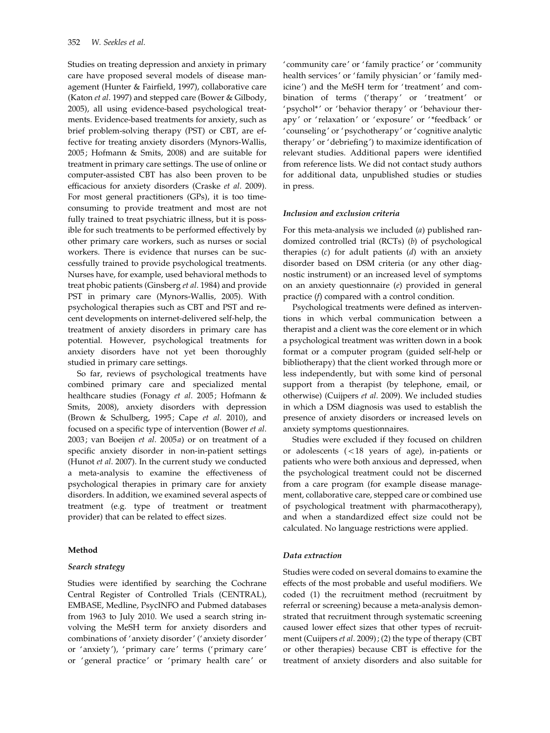Studies on treating depression and anxiety in primary care have proposed several models of disease management (Hunter & Fairfield, 1997), collaborative care (Katon *et al*. 1997) and stepped care (Bower & Gilbody, 2005), all using evidence-based psychological treatments. Evidence-based treatments for anxiety, such as brief problem-solving therapy (PST) or CBT, are effective for treating anxiety disorders (Mynors-Wallis, 2005; Hofmann & Smits, 2008) and are suitable for treatment in primary care settings. The use of online or computer-assisted CBT has also been proven to be efficacious for anxiety disorders (Craske *et al*. 2009). For most general practitioners (GPs), it is too time-consuming to provide treatment and most are not fully trained to treat psychiatric illness, but it is possible for such treatments to be performed effectively by other primary care workers, such as nurses or social workers. There is evidence that nurses can be successfully trained to provide psychological treatments. Nurses have, for example, used behavioral methods to treat phobic patients (Ginsberg *et al*. 1984) and provide PST in primary care (Mynors-Wallis, 2005). With psychological therapies such as CBT and PST and recent developments on internet-delivered self-help, the treatment of anxiety disorders in primary care has potential. However, psychological treatments for anxiety disorders have not yet been thoroughly studied in primary care settings.

So far, reviews of psychological treatments have combined primary care and specialized mental healthcare studies (Fonagy *et al*. 2005; Hofmann & Smits, 2008), anxiety disorders with depression (Brown & Schulberg, 1995; Cape *et al*. 2010), and focused on a specific type of intervention (Bower *et al*. 2003; van Boeijen *et al*. 2005*a*) or on treatment of a specific anxiety disorder in non-in-patient settings (Hunot *et al*. 2007). In the current study we conducted a meta-analysis to examine the effectiveness of psychological therapies in primary care for anxiety disorders. In addition, we examined several aspects of treatment (e.g. type of treatment or treatment provider) that can be related to effect sizes.

## Method

### *Search strategy*

Studies were identified by searching the Cochrane Central Register of Controlled Trials (CENTRAL), EMBASE, Medline, PsycINFO and Pubmed databases from 1963 to July 2010. We used a search string involving the MeSH term for anxiety disorders and combinations of 'anxiety disorder' ('anxiety disorder' or 'anxiety'), 'primary care' terms ('primary care' or 'general practice' or 'primary health care' or 'community care' or 'family practice' or 'community health services' or 'family physician' or 'family medicine') and the MeSH term for 'treatment' and combination of terms ('therapy' or 'treatment' or 'psychol*' or 'behavior therapy' or 'behaviour therapy' or 'relaxation' or 'exposure' or '*feedback' or 'counseling' or 'psychotherapy' or 'cognitive analytic therapy' or 'debriefing') to maximize identification of relevant studies. Additional papers were identified from reference lists. We did not contact study authors for additional data, unpublished studies or studies in press.

### *Inclusion and exclusion criteria*

For this meta-analysis we included (*a*) published randomized controlled trial (RCTs) (*b*) of psychological therapies (*c*) for adult patients (*d*) with an anxiety disorder based on DSM criteria (or any other diagnostic instrument) or an increased level of symptoms on an anxiety questionnaire (*e*) provided in general practice (*f*) compared with a control condition.

Psychological treatments were defined as interventions in which verbal communication between a therapist and a client was the core element or in which a psychological treatment was written down in a book format or a computer program (guided self-help or bibliotherapy) that the client worked through more or less independently, but with some kind of personal support from a therapist (by telephone, email, or otherwise) (Cuijpers *et al*. 2009). We included studies in which a DSM diagnosis was used to establish the presence of anxiety disorders or increased levels on anxiety symptoms questionnaires.

Studies were excluded if they focused on children or adolescents (<18 years of age), in-patients or patients who were both anxious and depressed, when the psychological treatment could not be discerned from a care program (for example disease management, collaborative care, stepped care or combined use of psychological treatment with pharmacotherapy), and when a standardized effect size could not be calculated. No language restrictions were applied.

### *Data extraction*

Studies were coded on several domains to examine the effects of the most probable and useful modifiers. We coded (1) the recruitment method (recruitment by referral or screening) because a meta-analysis demonstrated that recruitment through systematic screening caused lower effect sizes that other types of recruitment (Cuijpers *et al*. 2009); (2) the type of therapy (CBT or other therapies) because CBT is effective for the treatment of anxiety disorders and also suitable for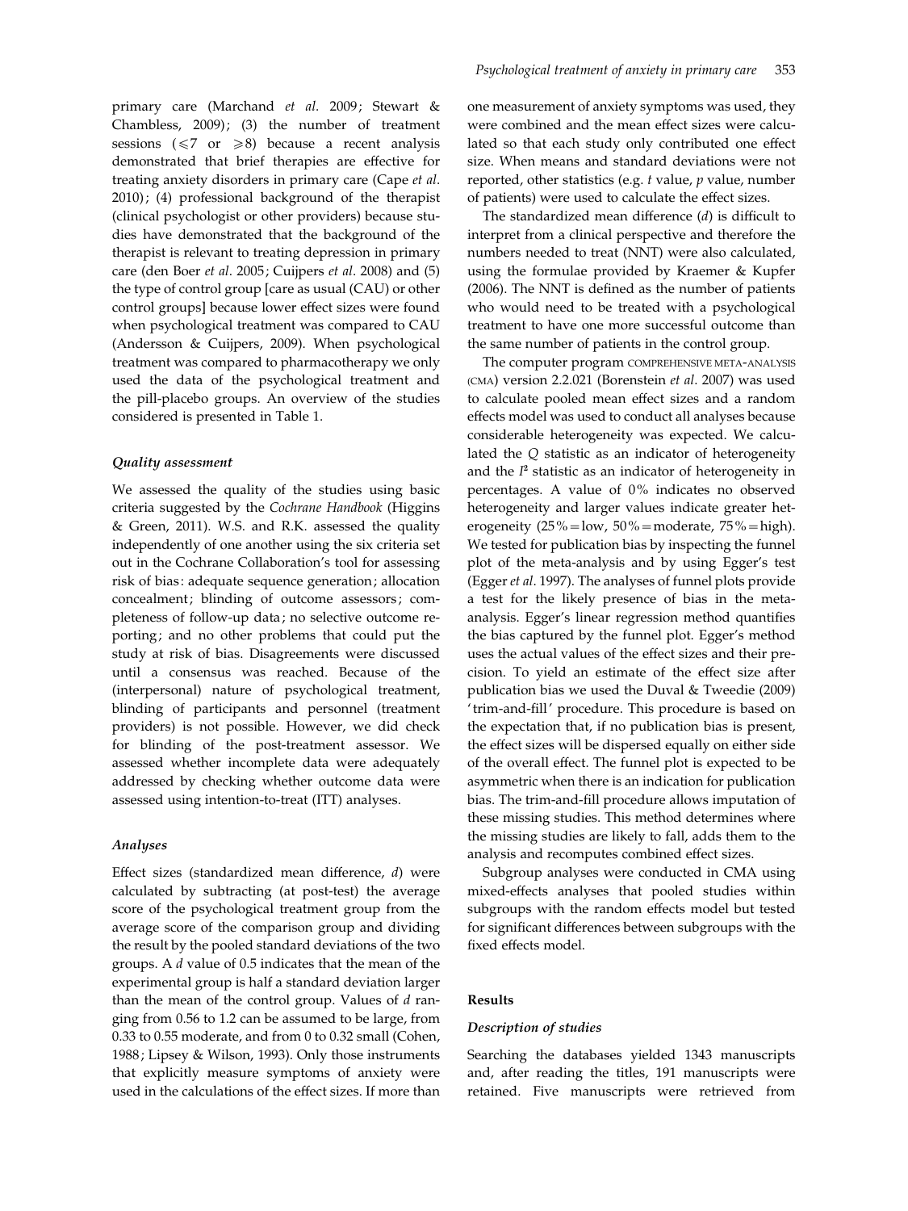primary care (Marchand *et al*. 2009; Stewart & Chambless, 2009); (3) the number of treatment sessions ($\leqslant 7$ or $\geqslant 8$) because a recent analysis demonstrated that brief therapies are effective for treating anxiety disorders in primary care (Cape *et al*. 2010); (4) professional background of the therapist (clinical psychologist or other providers) because studies have demonstrated that the background of the therapist is relevant to treating depression in primary care (den Boer *et al*. 2005; Cuijpers *et al*. 2008) and (5) the type of control group [care as usual (CAU) or other control groups] because lower effect sizes were found when psychological treatment was compared to CAU (Andersson & Cuijpers, 2009). When psychological treatment was compared to pharmacotherapy we only used the data of the psychological treatment and the pill-placebo groups. An overview of the studies considered is presented in Table 1.

### *Quality assessment*

We assessed the quality of the studies using basic criteria suggested by the *Cochrane Handbook* (Higgins & Green, 2011). W.S. and R.K. assessed the quality independently of one another using the six criteria set out in the Cochrane Collaboration's tool for assessing risk of bias: adequate sequence generation; allocation concealment; blinding of outcome assessors; completeness of follow-up data; no selective outcome reporting; and no other problems that could put the study at risk of bias. Disagreements were discussed until a consensus was reached. Because of the (interpersonal) nature of psychological treatment, blinding of participants and personnel (treatment providers) is not possible. However, we did check for blinding of the post-treatment assessor. We assessed whether incomplete data were adequately addressed by checking whether outcome data were assessed using intention-to-treat (ITT) analyses.

### *Analyses*

Effect sizes (standardized mean difference, *d*) were calculated by subtracting (at post-test) the average score of the psychological treatment group from the average score of the comparison group and dividing the result by the pooled standard deviations of the two groups. A *d* value of 0.5 indicates that the mean of the experimental group is half a standard deviation larger than the mean of the control group. Values of *d* ranging from 0.56 to 1.2 can be assumed to be large, from 0.33 to 0.55 moderate, and from 0 to 0.32 small (Cohen, 1988; Lipsey & Wilson, 1993). Only those instruments that explicitly measure symptoms of anxiety were used in the calculations of the effect sizes. If more than one measurement of anxiety symptoms was used, they were combined and the mean effect sizes were calculated so that each study only contributed one effect size. When means and standard deviations were not reported, other statistics (e.g. *t* value, *p* value, number of patients) were used to calculate the effect sizes.

The standardized mean difference (*d*) is difficult to interpret from a clinical perspective and therefore the numbers needed to treat (NNT) were also calculated, using the formulae provided by Kraemer & Kupfer (2006). The NNT is defined as the number of patients who would need to be treated with a psychological treatment to have one more successful outcome than the same number of patients in the control group.

The computer program COMPREHENSIVE META-ANALYSIS (CMA) version 2.2.021 (Borenstein *et al*. 2007) was used to calculate pooled mean effect sizes and a random effects model was used to conduct all analyses because considerable heterogeneity was expected. We calculated the *Q* statistic as an indicator of heterogeneity and the $I^2$ statistic as an indicator of heterogeneity in percentages. A value of 0% indicates no observed heterogeneity and larger values indicate greater heterogeneity (25% = low, 50% = moderate, 75% = high). We tested for publication bias by inspecting the funnel plot of the meta-analysis and by using Egger's test (Egger *et al*. 1997). The analyses of funnel plots provide a test for the likely presence of bias in the meta-analysis. Egger's linear regression method quantifies the bias captured by the funnel plot. Egger's method uses the actual values of the effect sizes and their precision. To yield an estimate of the effect size after publication bias we used the Duval & Tweedie (2009) 'trim-and-fill' procedure. This procedure is based on the expectation that, if no publication bias is present, the effect sizes will be dispersed equally on either side of the overall effect. The funnel plot is expected to be asymmetric when there is an indication for publication bias. The trim-and-fill procedure allows imputation of these missing studies. This method determines where the missing studies are likely to fall, adds them to the analysis and recomputes combined effect sizes.

Subgroup analyses were conducted in CMA using mixed-effects analyses that pooled studies within subgroups with the random effects model but tested for significant differences between subgroups with the fixed effects model.

## Results

### *Description of studies*

Searching the databases yielded 1343 manuscripts and, after reading the titles, 191 manuscripts were retained. Five manuscripts were retrieved from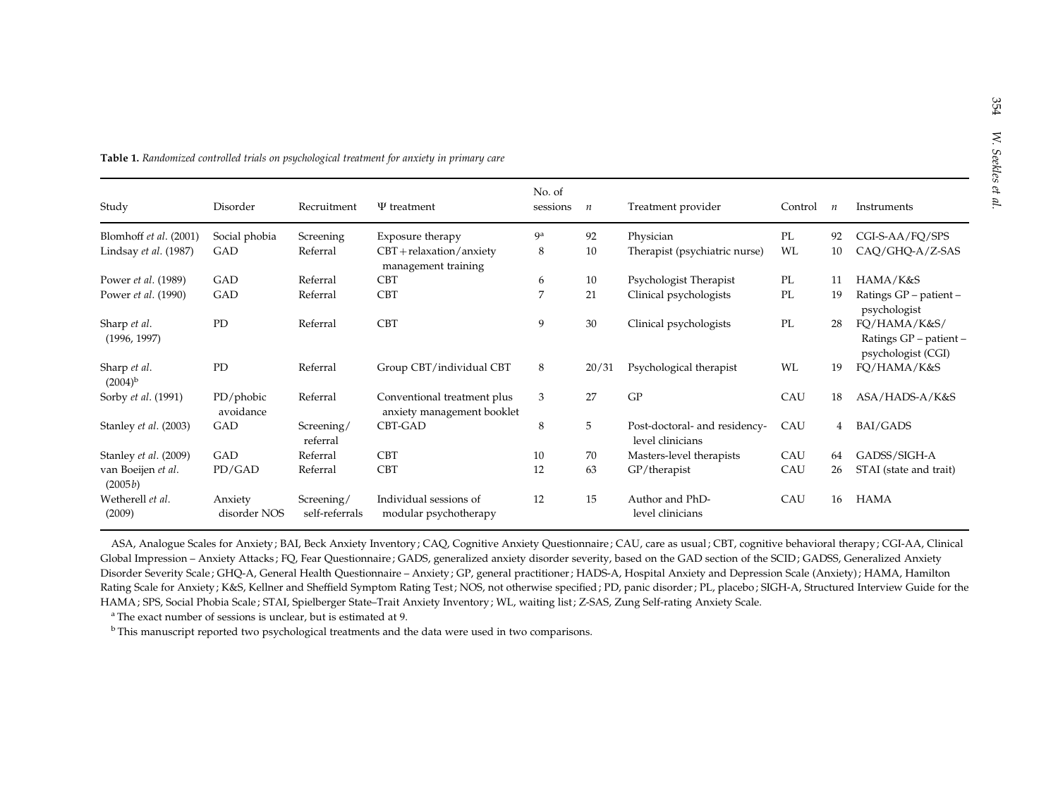**Table 1.** *Randomized controlled trials on psychological treatment for anxiety in primary care*

| Study | Disorder | Recruitment | Ψ treatment | No. of sessions | *n* | Treatment provider | Control | *n* | Instruments |
|---|---|---|---|---|---|---|---|---|---|
| Blomhoff *et al.* (2001) | Social phobia | Screening | Exposure therapy | 9[a] | 92 | Physician | PL | 92 | CGI-S-AA/FQ/SPS |
| Lindsay *et al.* (1987) | GAD | Referral | CBT + relaxation/anxiety management training | 8 | 10 | Therapist (psychiatric nurse) | WL | 10 | CAQ/GHQ-A/Z-SAS |
| Power *et al.* (1989) | GAD | Referral | CBT | 6 | 10 | Psychologist Therapist | PL | 11 | HAMA/K&S |
| Power *et al.* (1990) | GAD | Referral | CBT | 7 | 21 | Clinical psychologists | PL | 19 | Ratings GP – patient – psychologist |
| Sharp *et al.* (1996, 1997) | PD | Referral | CBT | 9 | 30 | Clinical psychologists | PL | 28 | FQ/HAMA/K&S/ Ratings GP – patient – psychologist (CGI) |
| Sharp *et al.* (2004)[b] | PD | Referral | Group CBT/individual CBT | 8 | 20/31 | Psychological therapist | WL | 19 | FQ/HAMA/K&S |
| Sorby *et al.* (1991) | PD/phobic avoidance | Referral | Conventional treatment plus anxiety management booklet | 3 | 27 | GP | CAU | 18 | ASA/HADS-A/K&S |
| Stanley *et al.* (2003) | GAD | Screening/ referral | CBT-GAD | 8 | 5 | Post-doctoral- and residency-level clinicians | CAU | 4 | BAI/GADS |
| Stanley *et al.* (2009) | GAD | Referral | CBT | 10 | 70 | Masters-level therapists | CAU | 64 | GADSS/SIGH-A |
| van Boeijen *et al.* (2005*b*) | PD/GAD | Referral | CBT | 12 | 63 | GP/therapist | CAU | 26 | STAI (state and trait) |
| Wetherell *et al.* (2009) | Anxiety disorder NOS | Screening/ self-referrals | Individual sessions of modular psychotherapy | 12 | 15 | Author and PhD-level clinicians | CAU | 16 | HAMA |

ASA, Analogue Scales for Anxiety; BAI, Beck Anxiety Inventory; CAQ, Cognitive Anxiety Questionnaire; CAU, care as usual; CBT, cognitive behavioral therapy; CGI-AA, Clinical Global Impression – Anxiety Attacks; FQ, Fear Questionnaire; GADS, generalized anxiety disorder severity, based on the GAD section of the SCID; GADSS, Generalized Anxiety Disorder Severity Scale; GHQ-A, General Health Questionnaire – Anxiety; GP, general practitioner; HADS-A, Hospital Anxiety and Depression Scale (Anxiety); HAMA, Hamilton Rating Scale for Anxiety; K&S, Kellner and Sheffield Symptom Rating Test; NOS, not otherwise specified; PD, panic disorder; PL, placebo; SIGH-A, Structured Interview Guide for the HAMA; SPS, Social Phobia Scale; STAI, Spielberger State–Trait Anxiety Inventory; WL, waiting list; Z-SAS, Zung Self-rating Anxiety Scale.

[a] The exact number of sessions is unclear, but is estimated at 9.

[b] This manuscript reported two psychological treatments and the data were used in two comparisons.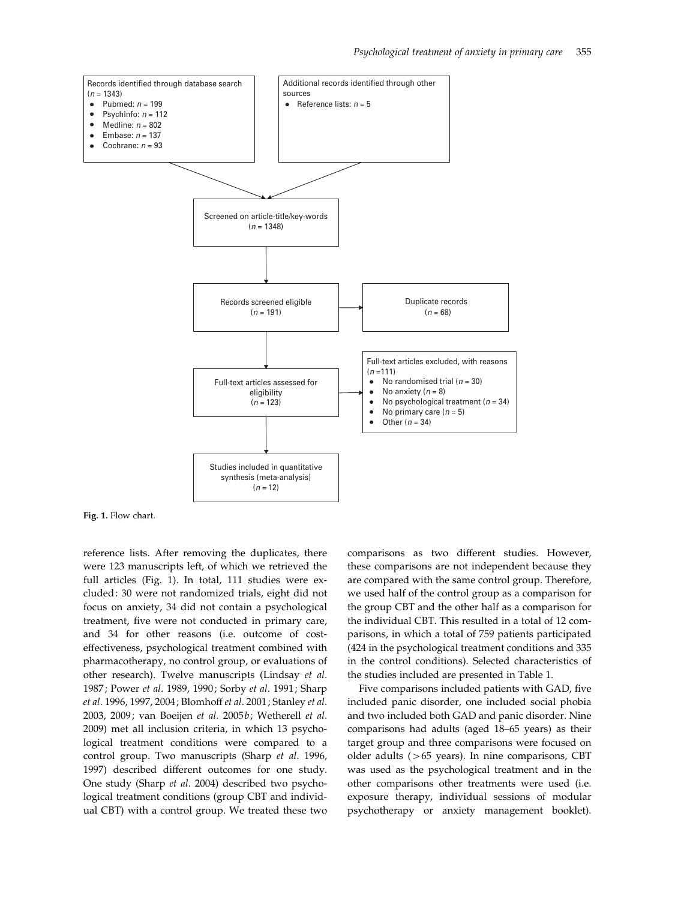Records identified through database search ($n$ = 1343)
- Pubmed: $n$ = 199
- PsychInfo: $n$ = 112
- Medline: $n$ = 802
- Embase: $n$ = 137
- Cochrane: $n$ = 93

Additional records identified through other sources
- Reference lists: $n$ = 5

Screened on article-title/key-words ($n$ = 1348)

Records screened eligible ($n$ = 191)

Duplicate records ($n$ = 68)

Full-text articles assessed for eligibility ($n$ = 123)

Full-text articles excluded, with reasons ($n$ =111)
- No randomised trial ($n$ = 30)
- No anxiety ($n$ = 8)
- No psychological treatment ($n$ = 34)
- No primary care ($n$ = 5)
- Other ($n$ = 34)

Studies included in quantitative synthesis (meta-analysis) ($n$ = 12)

**Fig. 1.** Flow chart.

reference lists. After removing the duplicates, there were 123 manuscripts left, of which we retrieved the full articles (Fig. 1). In total, 111 studies were excluded: 30 were not randomized trials, eight did not focus on anxiety, 34 did not contain a psychological treatment, five were not conducted in primary care, and 34 for other reasons (i.e. outcome of cost-effectiveness, psychological treatment combined with pharmacotherapy, no control group, or evaluations of other research). Twelve manuscripts (Lindsay *et al.* 1987; Power *et al.* 1989, 1990; Sorby *et al.* 1991; Sharp *et al.* 1996, 1997, 2004; Blomhoff *et al.* 2001; Stanley *et al.* 2003, 2009; van Boeijen *et al.* 2005*b*; Wetherell *et al.* 2009) met all inclusion criteria, in which 13 psychological treatment conditions were compared to a control group. Two manuscripts (Sharp *et al.* 1996, 1997) described different outcomes for one study. One study (Sharp *et al.* 2004) described two psychological treatment conditions (group CBT and individual CBT) with a control group. We treated these two comparisons as two different studies. However, these comparisons are not independent because they are compared with the same control group. Therefore, we used half of the control group as a comparison for the group CBT and the other half as a comparison for the individual CBT. This resulted in a total of 12 comparisons, in which a total of 759 patients participated (424 in the psychological treatment conditions and 335 in the control conditions). Selected characteristics of the studies included are presented in Table 1.

Five comparisons included patients with GAD, five included panic disorder, one included social phobia and two included both GAD and panic disorder. Nine comparisons had adults (aged 18–65 years) as their target group and three comparisons were focused on older adults (>65 years). In nine comparisons, CBT was used as the psychological treatment and in the other comparisons other treatments were used (i.e. exposure therapy, individual sessions of modular psychotherapy or anxiety management booklet).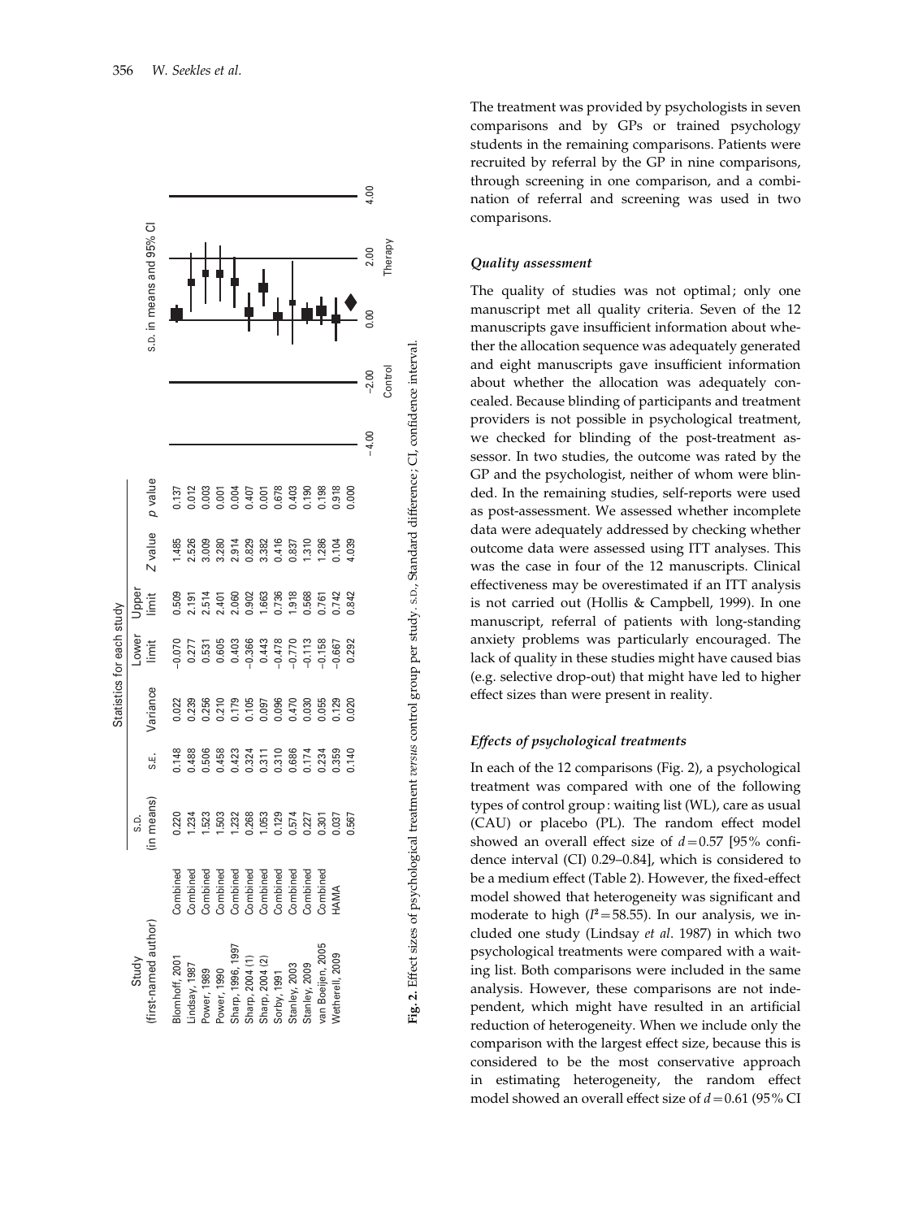| Study (first-named author) | | Statistics for each study | | | | | | |
|---|---|---|---|---|---|---|---|---|
| | | S.D. (in means) | S.E. | Variance | Lower limit | Upper limit | Z value | p value |
| Blomhoff, 2001 | Combined | 0.220 | 0.148 | 0.022 | −0.070 | 0.509 | 1.485 | 0.137 |
| Lindsay, 1987 | Combined | 1.234 | 0.488 | 0.239 | 0.277 | 2.191 | 2.526 | 0.012 |
| Power, 1989 | Combined | 1.523 | 0.506 | 0.256 | 0.531 | 2.514 | 3.009 | 0.003 |
| Power, 1990 | Combined | 1.503 | 0.458 | 0.210 | 0.605 | 2.401 | 3.280 | 0.001 |
| Sharp, 1996, 1997 | Combined | 1.232 | 0.423 | 0.179 | 0.403 | 2.060 | 2.914 | 0.004 |
| Sharp, 2004 (1) | Combined | 0.268 | 0.324 | 0.105 | −0.366 | 0.902 | 0.829 | 0.407 |
| Sharp, 2004 (2) | Combined | 1.053 | 0.311 | 0.097 | 0.443 | 1.663 | 3.382 | 0.001 |
| Sorby, 1991 | Combined | 0.129 | 0.310 | 0.096 | −0.478 | 0.736 | 0.416 | 0.678 |
| Stanley, 2003 | Combined | 0.574 | 0.686 | 0.470 | −0.770 | 1.918 | 0.837 | 0.403 |
| Stanley, 2009 | Combined | 0.227 | 0.174 | 0.030 | −0.113 | 0.568 | 1.310 | 0.190 |
| van Boeijen, 2005 | Combined | 0.301 | 0.234 | 0.055 | −0.158 | 0.761 | 1.286 | 0.198 |
| Wetherell, 2009 | HAMA | 0.037 | 0.359 | 0.129 | −0.667 | 0.742 | 0.104 | 0.918 |
| | | 0.567 | 0.140 | 0.020 | 0.292 | 0.842 | 4.039 | 0.000 |

**Fig. 2.** Effect sizes of psychological treatment *versus* control group per study. S.D., Standard difference; CI, confidence interval.

The treatment was provided by psychologists in seven comparisons and by GPs or trained psychology students in the remaining comparisons. Patients were recruited by referral by the GP in nine comparisons, through screening in one comparison, and a combination of referral and screening was used in two comparisons.

### *Quality assessment*

The quality of studies was not optimal; only one manuscript met all quality criteria. Seven of the 12 manuscripts gave insufficient information about whether the allocation sequence was adequately generated and eight manuscripts gave insufficient information about whether the allocation was adequately concealed. Because blinding of participants and treatment providers is not possible in psychological treatment, we checked for blinding of the post-treatment assessor. In two studies, the outcome was rated by the GP and the psychologist, neither of whom were blinded. In the remaining studies, self-reports were used as post-assessment. We assessed whether incomplete data were adequately addressed by checking whether outcome data were assessed using ITT analyses. This was the case in four of the 12 manuscripts. Clinical effectiveness may be overestimated if an ITT analysis is not carried out (Hollis & Campbell, 1999). In one manuscript, referral of patients with long-standing anxiety problems was particularly encouraged. The lack of quality in these studies might have caused bias (e.g. selective drop-out) that might have led to higher effect sizes than were present in reality.

### *Effects of psychological treatments*

In each of the 12 comparisons (Fig. 2), a psychological treatment was compared with one of the following types of control group: waiting list (WL), care as usual (CAU) or placebo (PL). The random effect model showed an overall effect size of $d = 0.57$ [95% confidence interval (CI) 0.29–0.84], which is considered to be a medium effect (Table 2). However, the fixed-effect model showed that heterogeneity was significant and moderate to high ($I^2 = 58.55$). In our analysis, we included one study (Lindsay *et al.* 1987) in which two psychological treatments were compared with a waiting list. Both comparisons were included in the same analysis. However, these comparisons are not independent, which might have resulted in an artificial reduction of heterogeneity. When we include only the comparison with the largest effect size, because this is considered to be the most conservative approach in estimating heterogeneity, the random effect model showed an overall effect size of $d = 0.61$ (95% CI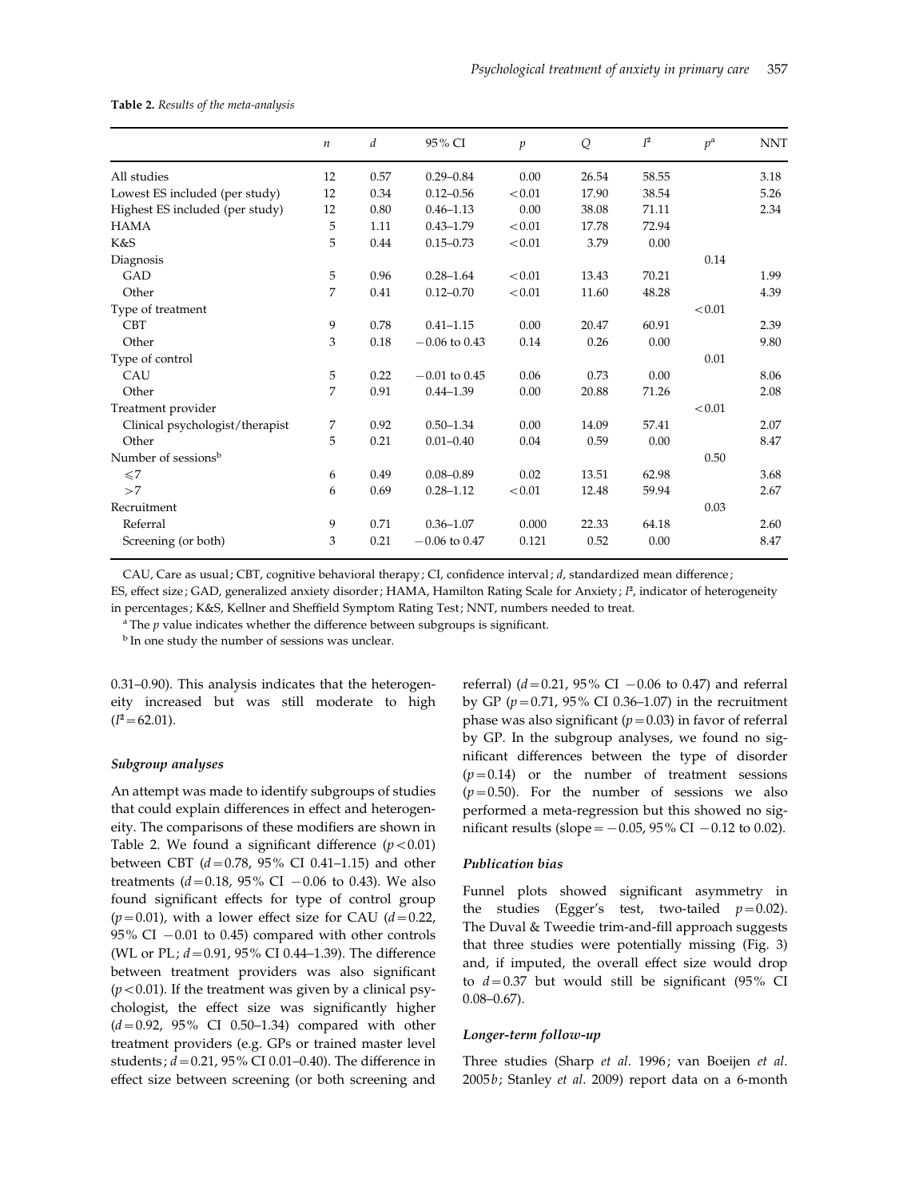**Table 2.** *Results of the meta-analysis*

| | $n$ | $d$ | 95% CI | $p$ | $Q$ | $I^2$ | $p$[a] | NNT |
|---|---|---|---|---|---|---|---|---|
| All studies | 12 | 0.57 | 0.29–0.84 | 0.00 | 26.54 | 58.55 | | 3.18 |
| Lowest ES included (per study) | 12 | 0.34 | 0.12–0.56 | <0.01 | 17.90 | 38.54 | | 5.26 |
| Highest ES included (per study) | 12 | 0.80 | 0.46–1.13 | 0.00 | 38.08 | 71.11 | | 2.34 |
| HAMA | 5 | 1.11 | 0.43–1.79 | <0.01 | 17.78 | 72.94 | | |
| K&S | 5 | 0.44 | 0.15–0.73 | <0.01 | 3.79 | 0.00 | | |
| Diagnosis | | | | | | | 0.14 | |
| GAD | 5 | 0.96 | 0.28–1.64 | <0.01 | 13.43 | 70.21 | | 1.99 |
| Other | 7 | 0.41 | 0.12–0.70 | <0.01 | 11.60 | 48.28 | | 4.39 |
| Type of treatment | | | | | | | <0.01 | |
| CBT | 9 | 0.78 | 0.41–1.15 | 0.00 | 20.47 | 60.91 | | 2.39 |
| Other | 3 | 0.18 | −0.06 to 0.43 | 0.14 | 0.26 | 0.00 | | 9.80 |
| Type of control | | | | | | | 0.01 | |
| CAU | 5 | 0.22 | −0.01 to 0.45 | 0.06 | 0.73 | 0.00 | | 8.06 |
| Other | 7 | 0.91 | 0.44–1.39 | 0.00 | 20.88 | 71.26 | | 2.08 |
| Treatment provider | | | | | | | <0.01 | |
| Clinical psychologist/therapist | 7 | 0.92 | 0.50–1.34 | 0.00 | 14.09 | 57.41 | | 2.07 |
| Other | 5 | 0.21 | 0.01–0.40 | 0.04 | 0.59 | 0.00 | | 8.47 |
| Number of sessions[b] | | | | | | | 0.50 | |
| ⩽7 | 6 | 0.49 | 0.08–0.89 | 0.02 | 13.51 | 62.98 | | 3.68 |
| >7 | 6 | 0.69 | 0.28–1.12 | <0.01 | 12.48 | 59.94 | | 2.67 |
| Recruitment | | | | | | | 0.03 | |
| Referral | 9 | 0.71 | 0.36–1.07 | 0.000 | 22.33 | 64.18 | | 2.60 |
| Screening (or both) | 3 | 0.21 | −0.06 to 0.47 | 0.121 | 0.52 | 0.00 | | 8.47 |

CAU, Care as usual; CBT, cognitive behavioral therapy; CI, confidence interval; $d$, standardized mean difference; ES, effect size; GAD, generalized anxiety disorder; HAMA, Hamilton Rating Scale for Anxiety; $I^2$, indicator of heterogeneity in percentages; K&S, Kellner and Sheffield Symptom Rating Test; NNT, numbers needed to treat.

[a] The $p$ value indicates whether the difference between subgroups is significant.

[b] In one study the number of sessions was unclear.

0.31–0.90). This analysis indicates that the heterogeneity increased but was still moderate to high ($I^2 = 62.01$).

### *Subgroup analyses*

An attempt was made to identify subgroups of studies that could explain differences in effect and heterogeneity. The comparisons of these modifiers are shown in Table 2. We found a significant difference ($p < 0.01$) between CBT ($d = 0.78$, 95% CI 0.41–1.15) and other treatments ($d = 0.18$, 95% CI −0.06 to 0.43). We also found significant effects for type of control group ($p = 0.01$), with a lower effect size for CAU ($d = 0.22$, 95% CI −0.01 to 0.45) compared with other controls (WL or PL; $d = 0.91$, 95% CI 0.44–1.39). The difference between treatment providers was also significant ($p < 0.01$). If the treatment was given by a clinical psychologist, the effect size was significantly higher ($d = 0.92$, 95% CI 0.50–1.34) compared with other treatment providers (e.g. GPs or trained master level students; $d = 0.21$, 95% CI 0.01–0.40). The difference in effect size between screening (or both screening and referral) ($d = 0.21$, 95% CI −0.06 to 0.47) and referral by GP ($p = 0.71$, 95% CI 0.36–1.07) in the recruitment phase was also significant ($p = 0.03$) in favor of referral by GP. In the subgroup analyses, we found no significant differences between the type of disorder ($p = 0.14$) or the number of treatment sessions ($p = 0.50$). For the number of sessions we also performed a meta-regression but this showed no significant results (slope = −0.05, 95% CI −0.12 to 0.02).

### *Publication bias*

Funnel plots showed significant asymmetry in the studies (Egger's test, two-tailed $p = 0.02$). The Duval & Tweedie trim-and-fill approach suggests that three studies were potentially missing (Fig. 3) and, if imputed, the overall effect size would drop to $d = 0.37$ but would still be significant (95% CI 0.08–0.67).

### *Longer-term follow-up*

Three studies (Sharp *et al.* 1996; van Boeijen *et al.* 2005*b*; Stanley *et al.* 2009) report data on a 6-month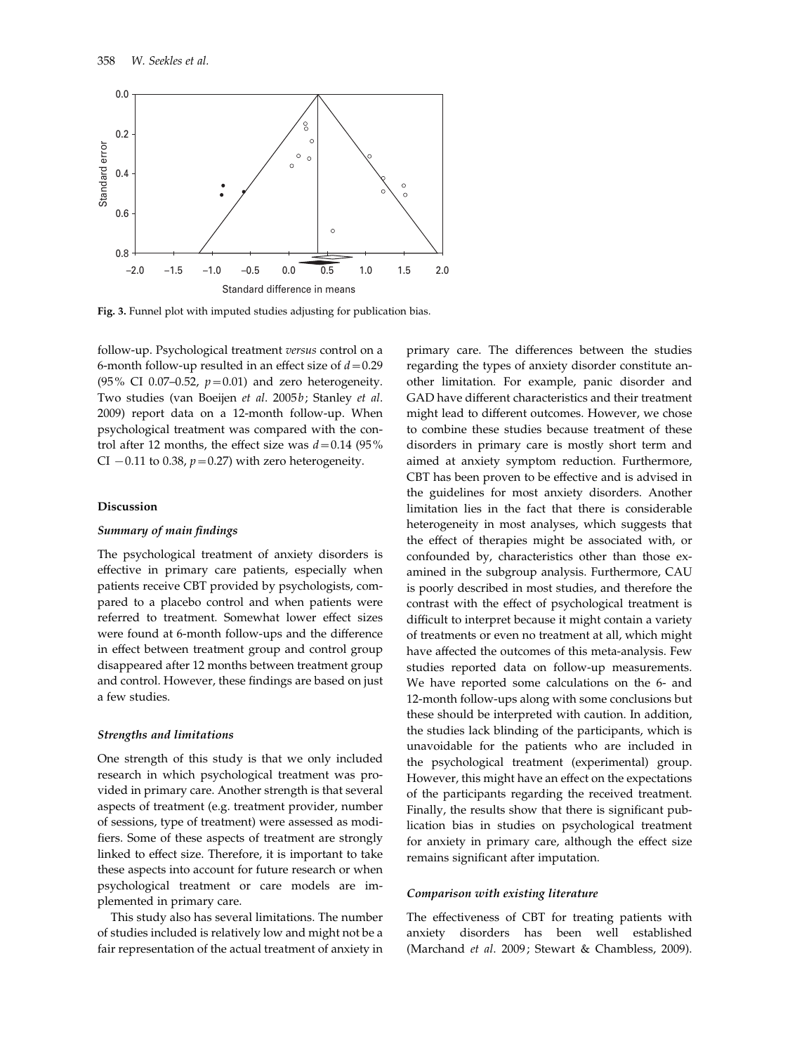Fig. 3. Funnel plot with imputed studies adjusting for publication bias.

follow-up. Psychological treatment *versus* control on a 6-month follow-up resulted in an effect size of $d=0.29$ (95% CI 0.07–0.52, $p=0.01$) and zero heterogeneity. Two studies (van Boeijen *et al*. 2005*b*; Stanley *et al*. 2009) report data on a 12-month follow-up. When psychological treatment was compared with the control after 12 months, the effect size was $d=0.14$ (95% CI −0.11 to 0.38, $p=0.27$) with zero heterogeneity.

## Discussion

### *Summary of main findings*

The psychological treatment of anxiety disorders is effective in primary care patients, especially when patients receive CBT provided by psychologists, compared to a placebo control and when patients were referred to treatment. Somewhat lower effect sizes were found at 6-month follow-ups and the difference in effect between treatment group and control group disappeared after 12 months between treatment group and control. However, these findings are based on just a few studies.

### *Strengths and limitations*

One strength of this study is that we only included research in which psychological treatment was provided in primary care. Another strength is that several aspects of treatment (e.g. treatment provider, number of sessions, type of treatment) were assessed as modifiers. Some of these aspects of treatment are strongly linked to effect size. Therefore, it is important to take these aspects into account for future research or when psychological treatment or care models are implemented in primary care.

This study also has several limitations. The number of studies included is relatively low and might not be a fair representation of the actual treatment of anxiety in primary care. The differences between the studies regarding the types of anxiety disorder constitute another limitation. For example, panic disorder and GAD have different characteristics and their treatment might lead to different outcomes. However, we chose to combine these studies because treatment of these disorders in primary care is mostly short term and aimed at anxiety symptom reduction. Furthermore, CBT has been proven to be effective and is advised in the guidelines for most anxiety disorders. Another limitation lies in the fact that there is considerable heterogeneity in most analyses, which suggests that the effect of therapies might be associated with, or confounded by, characteristics other than those examined in the subgroup analysis. Furthermore, CAU is poorly described in most studies, and therefore the contrast with the effect of psychological treatment is difficult to interpret because it might contain a variety of treatments or even no treatment at all, which might have affected the outcomes of this meta-analysis. Few studies reported data on follow-up measurements. We have reported some calculations on the 6- and 12-month follow-ups along with some conclusions but these should be interpreted with caution. In addition, the studies lack blinding of the participants, which is unavoidable for the patients who are included in the psychological treatment (experimental) group. However, this might have an effect on the expectations of the participants regarding the received treatment. Finally, the results show that there is significant publication bias in studies on psychological treatment for anxiety in primary care, although the effect size remains significant after imputation.

### *Comparison with existing literature*

The effectiveness of CBT for treating patients with anxiety disorders has been well established (Marchand *et al*. 2009; Stewart & Chambless, 2009).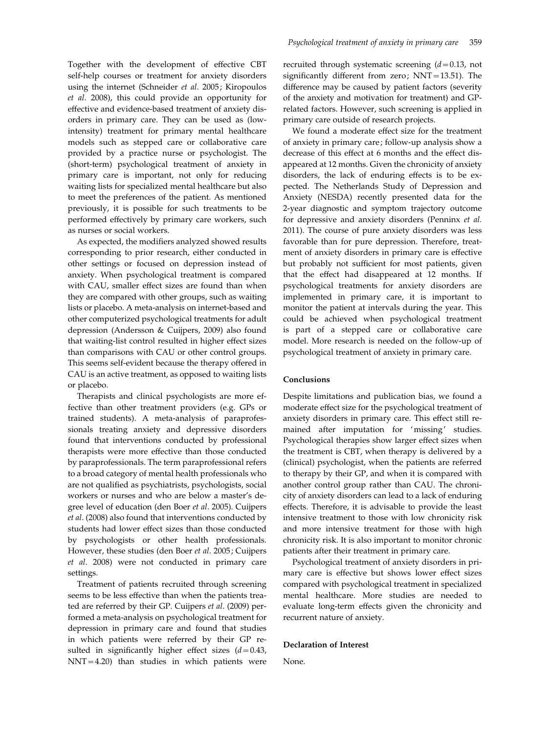Together with the development of effective CBT self-help courses or treatment for anxiety disorders using the internet (Schneider *et al*. 2005; Kiropoulos *et al*. 2008), this could provide an opportunity for effective and evidence-based treatment of anxiety disorders in primary care. They can be used as (low-intensity) treatment for primary mental healthcare models such as stepped care or collaborative care provided by a practice nurse or psychologist. The (short-term) psychological treatment of anxiety in primary care is important, not only for reducing waiting lists for specialized mental healthcare but also to meet the preferences of the patient. As mentioned previously, it is possible for such treatments to be performed effectively by primary care workers, such as nurses or social workers.

As expected, the modifiers analyzed showed results corresponding to prior research, either conducted in other settings or focused on depression instead of anxiety. When psychological treatment is compared with CAU, smaller effect sizes are found than when they are compared with other groups, such as waiting lists or placebo. A meta-analysis on internet-based and other computerized psychological treatments for adult depression (Andersson & Cuijpers, 2009) also found that waiting-list control resulted in higher effect sizes than comparisons with CAU or other control groups. This seems self-evident because the therapy offered in CAU is an active treatment, as opposed to waiting lists or placebo.

Therapists and clinical psychologists are more effective than other treatment providers (e.g. GPs or trained students). A meta-analysis of paraprofessionals treating anxiety and depressive disorders found that interventions conducted by professional therapists were more effective than those conducted by paraprofessionals. The term paraprofessional refers to a broad category of mental health professionals who are not qualified as psychiatrists, psychologists, social workers or nurses and who are below a master's degree level of education (den Boer *et al*. 2005). Cuijpers *et al*. (2008) also found that interventions conducted by students had lower effect sizes than those conducted by psychologists or other health professionals. However, these studies (den Boer *et al*. 2005; Cuijpers *et al*. 2008) were not conducted in primary care settings.

Treatment of patients recruited through screening seems to be less effective than when the patients treated are referred by their GP. Cuijpers *et al*. (2009) performed a meta-analysis on psychological treatment for depression in primary care and found that studies in which patients were referred by their GP resulted in significantly higher effect sizes ($d = 0.43$, NNT = 4.20) than studies in which patients were recruited through systematic screening ($d = 0.13$, not significantly different from zero; NNT = 13.51). The difference may be caused by patient factors (severity of the anxiety and motivation for treatment) and GP-related factors. However, such screening is applied in primary care outside of research projects.

We found a moderate effect size for the treatment of anxiety in primary care; follow-up analysis show a decrease of this effect at 6 months and the effect disappeared at 12 months. Given the chronicity of anxiety disorders, the lack of enduring effects is to be expected. The Netherlands Study of Depression and Anxiety (NESDA) recently presented data for the 2-year diagnostic and symptom trajectory outcome for depressive and anxiety disorders (Penninx *et al.* 2011). The course of pure anxiety disorders was less favorable than for pure depression. Therefore, treatment of anxiety disorders in primary care is effective but probably not sufficient for most patients, given that the effect had disappeared at 12 months. If psychological treatments for anxiety disorders are implemented in primary care, it is important to monitor the patient at intervals during the year. This could be achieved when psychological treatment is part of a stepped care or collaborative care model. More research is needed on the follow-up of psychological treatment of anxiety in primary care.

## Conclusions

Despite limitations and publication bias, we found a moderate effect size for the psychological treatment of anxiety disorders in primary care. This effect still remained after imputation for 'missing' studies. Psychological therapies show larger effect sizes when the treatment is CBT, when therapy is delivered by a (clinical) psychologist, when the patients are referred to therapy by their GP, and when it is compared with another control group rather than CAU. The chronicity of anxiety disorders can lead to a lack of enduring effects. Therefore, it is advisable to provide the least intensive treatment to those with low chronicity risk and more intensive treatment for those with high chronicity risk. It is also important to monitor chronic patients after their treatment in primary care.

Psychological treatment of anxiety disorders in primary care is effective but shows lower effect sizes compared with psychological treatment in specialized mental healthcare. More studies are needed to evaluate long-term effects given the chronicity and recurrent nature of anxiety.

## Declaration of Interest

None.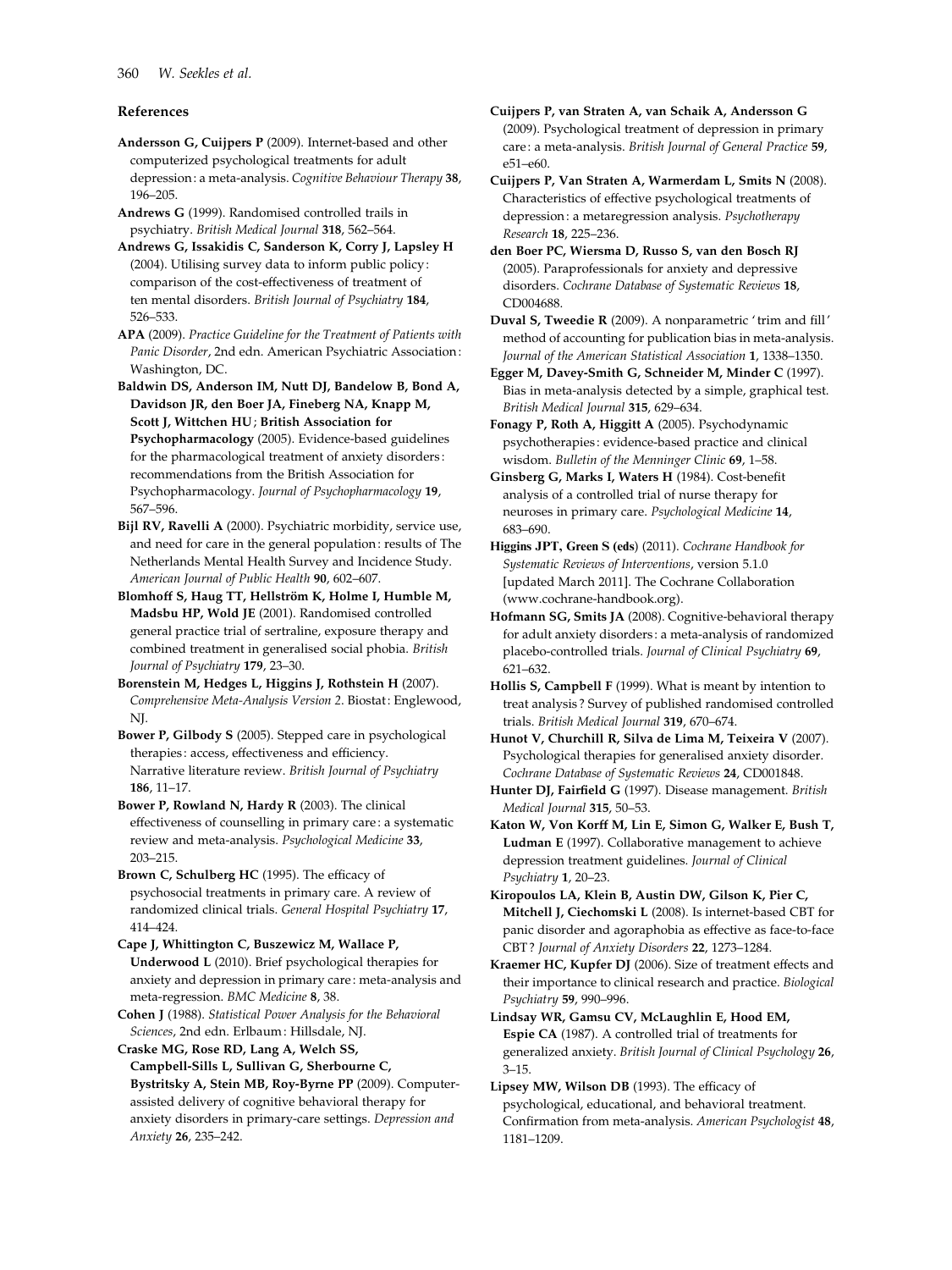## References

**Andersson G, Cuijpers P** (2009). Internet-based and other computerized psychological treatments for adult depression: a meta-analysis. *Cognitive Behaviour Therapy* **38**, 196–205.

**Andrews G** (1999). Randomised controlled trails in psychiatry. *British Medical Journal* **318**, 562–564.

**Andrews G, Issakidis C, Sanderson K, Corry J, Lapsley H** (2004). Utilising survey data to inform public policy: comparison of the cost-effectiveness of treatment of ten mental disorders. *British Journal of Psychiatry* **184**, 526–533.

**APA** (2009). *Practice Guideline for the Treatment of Patients with Panic Disorder*, 2nd edn. American Psychiatric Association: Washington, DC.

**Baldwin DS, Anderson IM, Nutt DJ, Bandelow B, Bond A, Davidson JR, den Boer JA, Fineberg NA, Knapp M, Scott J, Wittchen HU; British Association for Psychopharmacology** (2005). Evidence-based guidelines for the pharmacological treatment of anxiety disorders: recommendations from the British Association for Psychopharmacology. *Journal of Psychopharmacology* **19**, 567–596.

**Bijl RV, Ravelli A** (2000). Psychiatric morbidity, service use, and need for care in the general population: results of The Netherlands Mental Health Survey and Incidence Study. *American Journal of Public Health* **90**, 602–607.

**Blomhoff S, Haug TT, Hellström K, Holme I, Humble M, Madsbu HP, Wold JE** (2001). Randomised controlled general practice trial of sertraline, exposure therapy and combined treatment in generalised social phobia. *British Journal of Psychiatry* **179**, 23–30.

**Borenstein M, Hedges L, Higgins J, Rothstein H** (2007). *Comprehensive Meta-Analysis Version 2*. Biostat: Englewood, NJ.

**Bower P, Gilbody S** (2005). Stepped care in psychological therapies: access, effectiveness and efficiency. Narrative literature review. *British Journal of Psychiatry* **186**, 11–17.

**Bower P, Rowland N, Hardy R** (2003). The clinical effectiveness of counselling in primary care: a systematic review and meta-analysis. *Psychological Medicine* **33**, 203–215.

**Brown C, Schulberg HC** (1995). The efficacy of psychosocial treatments in primary care. A review of randomized clinical trials. *General Hospital Psychiatry* **17**, 414–424.

**Cape J, Whittington C, Buszewicz M, Wallace P, Underwood L** (2010). Brief psychological therapies for anxiety and depression in primary care: meta-analysis and meta-regression. *BMC Medicine* **8**, 38.

**Cohen J** (1988). *Statistical Power Analysis for the Behavioral Sciences*, 2nd edn. Erlbaum: Hillsdale, NJ.

**Craske MG, Rose RD, Lang A, Welch SS, Campbell-Sills L, Sullivan G, Sherbourne C, Bystritsky A, Stein MB, Roy-Byrne PP** (2009). Computer-assisted delivery of cognitive behavioral therapy for anxiety disorders in primary-care settings. *Depression and Anxiety* **26**, 235–242.

**Cuijpers P, van Straten A, van Schaik A, Andersson G** (2009). Psychological treatment of depression in primary care: a meta-analysis. *British Journal of General Practice* **59**, e51–e60.

**Cuijpers P, Van Straten A, Warmerdam L, Smits N** (2008). Characteristics of effective psychological treatments of depression: a metaregression analysis. *Psychotherapy Research* **18**, 225–236.

**den Boer PC, Wiersma D, Russo S, van den Bosch RJ** (2005). Paraprofessionals for anxiety and depressive disorders. *Cochrane Database of Systematic Reviews* **18**, CD004688.

**Duval S, Tweedie R** (2009). A nonparametric 'trim and fill' method of accounting for publication bias in meta-analysis. *Journal of the American Statistical Association* **1**, 1338–1350.

**Egger M, Davey-Smith G, Schneider M, Minder C** (1997). Bias in meta-analysis detected by a simple, graphical test. *British Medical Journal* **315**, 629–634.

**Fonagy P, Roth A, Higgitt A** (2005). Psychodynamic psychotherapies: evidence-based practice and clinical wisdom. *Bulletin of the Menninger Clinic* **69**, 1–58.

**Ginsberg G, Marks I, Waters H** (1984). Cost-benefit analysis of a controlled trial of nurse therapy for neuroses in primary care. *Psychological Medicine* **14**, 683–690.

**Higgins JPT, Green S (eds)** (2011). *Cochrane Handbook for Systematic Reviews of Interventions*, version 5.1.0 [updated March 2011]. The Cochrane Collaboration (www.cochrane-handbook.org).

**Hofmann SG, Smits JA** (2008). Cognitive-behavioral therapy for adult anxiety disorders: a meta-analysis of randomized placebo-controlled trials. *Journal of Clinical Psychiatry* **69**, 621–632.

**Hollis S, Campbell F** (1999). What is meant by intention to treat analysis? Survey of published randomised controlled trials. *British Medical Journal* **319**, 670–674.

**Hunot V, Churchill R, Silva de Lima M, Teixeira V** (2007). Psychological therapies for generalised anxiety disorder. *Cochrane Database of Systematic Reviews* **24**, CD001848.

**Hunter DJ, Fairfield G** (1997). Disease management. *British Medical Journal* **315**, 50–53.

**Katon W, Von Korff M, Lin E, Simon G, Walker E, Bush T, Ludman E** (1997). Collaborative management to achieve depression treatment guidelines. *Journal of Clinical Psychiatry* **1**, 20–23.

**Kiropoulos LA, Klein B, Austin DW, Gilson K, Pier C, Mitchell J, Ciechomski L** (2008). Is internet-based CBT for panic disorder and agoraphobia as effective as face-to-face CBT? *Journal of Anxiety Disorders* **22**, 1273–1284.

**Kraemer HC, Kupfer DJ** (2006). Size of treatment effects and their importance to clinical research and practice. *Biological Psychiatry* **59**, 990–996.

**Lindsay WR, Gamsu CV, McLaughlin E, Hood EM, Espie CA** (1987). A controlled trial of treatments for generalized anxiety. *British Journal of Clinical Psychology* **26**, 3–15.

**Lipsey MW, Wilson DB** (1993). The efficacy of psychological, educational, and behavioral treatment. Confirmation from meta-analysis. *American Psychologist* **48**, 1181–1209.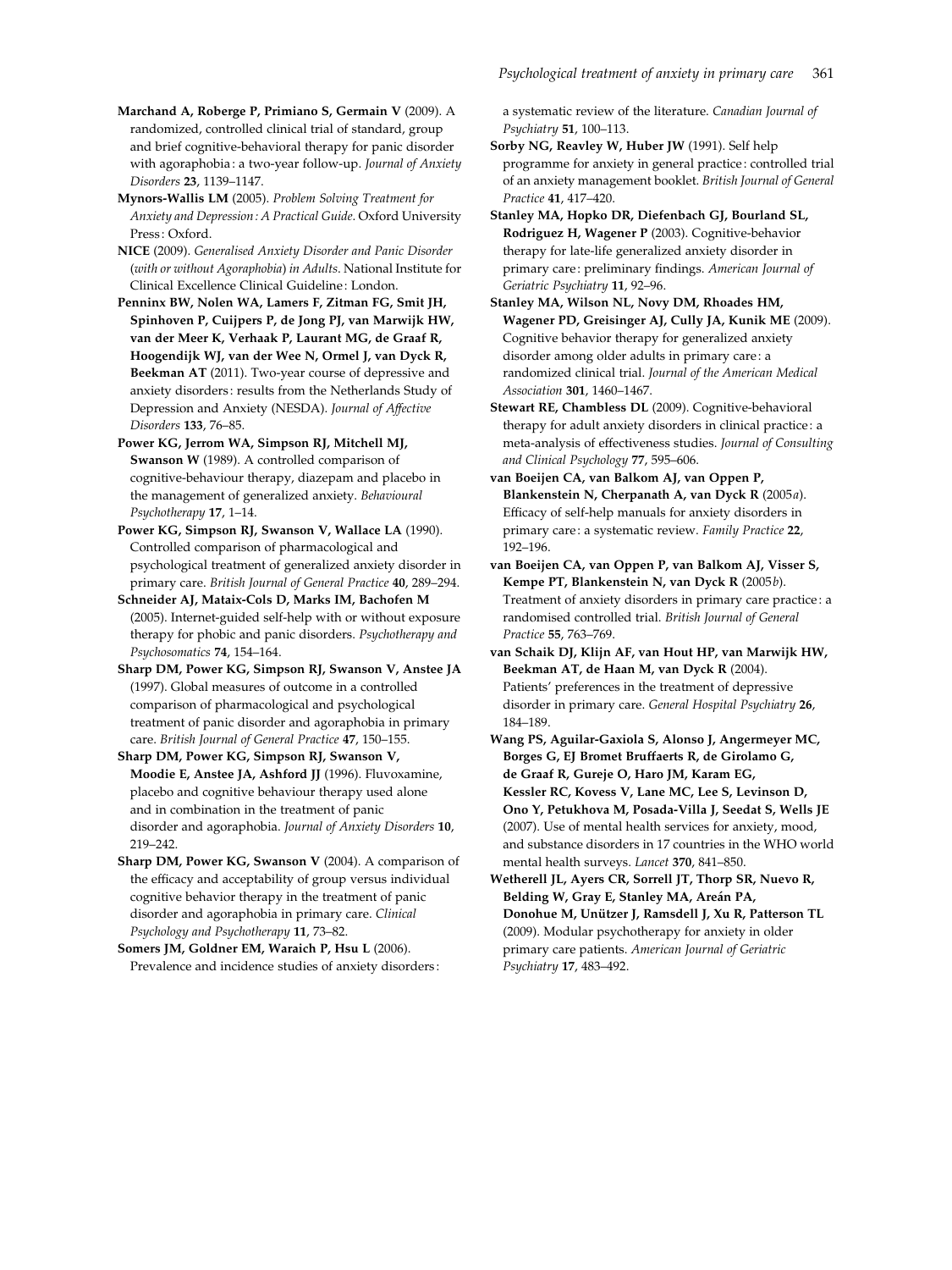**Marchand A, Roberge P, Primiano S, Germain V** (2009). A randomized, controlled clinical trial of standard, group and brief cognitive-behavioral therapy for panic disorder with agoraphobia: a two-year follow-up. *Journal of Anxiety Disorders* **23**, 1139–1147.

**Mynors-Wallis LM** (2005). *Problem Solving Treatment for Anxiety and Depression: A Practical Guide*. Oxford University Press: Oxford.

**NICE** (2009). *Generalised Anxiety Disorder and Panic Disorder (with or without Agoraphobia) in Adults*. National Institute for Clinical Excellence Clinical Guideline: London.

**Penninx BW, Nolen WA, Lamers F, Zitman FG, Smit JH, Spinhoven P, Cuijpers P, de Jong PJ, van Marwijk HW, van der Meer K, Verhaak P, Laurant MG, de Graaf R, Hoogendijk WJ, van der Wee N, Ormel J, van Dyck R, Beekman AT** (2011). Two-year course of depressive and anxiety disorders: results from the Netherlands Study of Depression and Anxiety (NESDA). *Journal of Affective Disorders* **133**, 76–85.

**Power KG, Jerrom WA, Simpson RJ, Mitchell MJ, Swanson W** (1989). A controlled comparison of cognitive-behaviour therapy, diazepam and placebo in the management of generalized anxiety. *Behavioural Psychotherapy* **17**, 1–14.

**Power KG, Simpson RJ, Swanson V, Wallace LA** (1990). Controlled comparison of pharmacological and psychological treatment of generalized anxiety disorder in primary care. *British Journal of General Practice* **40**, 289–294.

**Schneider AJ, Mataix-Cols D, Marks IM, Bachofen M** (2005). Internet-guided self-help with or without exposure therapy for phobic and panic disorders. *Psychotherapy and Psychosomatics* **74**, 154–164.

**Sharp DM, Power KG, Simpson RJ, Swanson V, Anstee JA** (1997). Global measures of outcome in a controlled comparison of pharmacological and psychological treatment of panic disorder and agoraphobia in primary care. *British Journal of General Practice* **47**, 150–155.

**Sharp DM, Power KG, Simpson RJ, Swanson V, Moodie E, Anstee JA, Ashford JJ** (1996). Fluvoxamine, placebo and cognitive behaviour therapy used alone and in combination in the treatment of panic disorder and agoraphobia. *Journal of Anxiety Disorders* **10**, 219–242.

**Sharp DM, Power KG, Swanson V** (2004). A comparison of the efficacy and acceptability of group versus individual cognitive behavior therapy in the treatment of panic disorder and agoraphobia in primary care. *Clinical Psychology and Psychotherapy* **11**, 73–82.

**Somers JM, Goldner EM, Waraich P, Hsu L** (2006). Prevalence and incidence studies of anxiety disorders: a systematic review of the literature. *Canadian Journal of Psychiatry* **51**, 100–113.

**Sorby NG, Reavley W, Huber JW** (1991). Self help programme for anxiety in general practice: controlled trial of an anxiety management booklet. *British Journal of General Practice* **41**, 417–420.

**Stanley MA, Hopko DR, Diefenbach GJ, Bourland SL, Rodriguez H, Wagener P** (2003). Cognitive-behavior therapy for late-life generalized anxiety disorder in primary care: preliminary findings. *American Journal of Geriatric Psychiatry* **11**, 92–96.

**Stanley MA, Wilson NL, Novy DM, Rhoades HM, Wagener PD, Greisinger AJ, Cully JA, Kunik ME** (2009). Cognitive behavior therapy for generalized anxiety disorder among older adults in primary care: a randomized clinical trial. *Journal of the American Medical Association* **301**, 1460–1467.

**Stewart RE, Chambless DL** (2009). Cognitive-behavioral therapy for adult anxiety disorders in clinical practice: a meta-analysis of effectiveness studies. *Journal of Consulting and Clinical Psychology* **77**, 595–606.

**van Boeijen CA, van Balkom AJ, van Oppen P, Blankenstein N, Cherpanath A, van Dyck R** (2005*a*). Efficacy of self-help manuals for anxiety disorders in primary care: a systematic review. *Family Practice* **22**, 192–196.

**van Boeijen CA, van Oppen P, van Balkom AJ, Visser S, Kempe PT, Blankenstein N, van Dyck R** (2005*b*). Treatment of anxiety disorders in primary care practice: a randomised controlled trial. *British Journal of General Practice* **55**, 763–769.

**van Schaik DJ, Klijn AF, van Hout HP, van Marwijk HW, Beekman AT, de Haan M, van Dyck R** (2004). Patients' preferences in the treatment of depressive disorder in primary care. *General Hospital Psychiatry* **26**, 184–189.

**Wang PS, Aguilar-Gaxiola S, Alonso J, Angermeyer MC, Borges G, EJ Bromet Bruffaerts R, de Girolamo G, de Graaf R, Gureje O, Haro JM, Karam EG, Kessler RC, Kovess V, Lane MC, Lee S, Levinson D, Ono Y, Petukhova M, Posada-Villa J, Seedat S, Wells JE** (2007). Use of mental health services for anxiety, mood, and substance disorders in 17 countries in the WHO world mental health surveys. *Lancet* **370**, 841–850.

**Wetherell JL, Ayers CR, Sorrell JT, Thorp SR, Nuevo R, Belding W, Gray E, Stanley MA, Areán PA, Donohue M, Unützer J, Ramsdell J, Xu R, Patterson TL** (2009). Modular psychotherapy for anxiety in older primary care patients. *American Journal of Geriatric Psychiatry* **17**, 483–492.